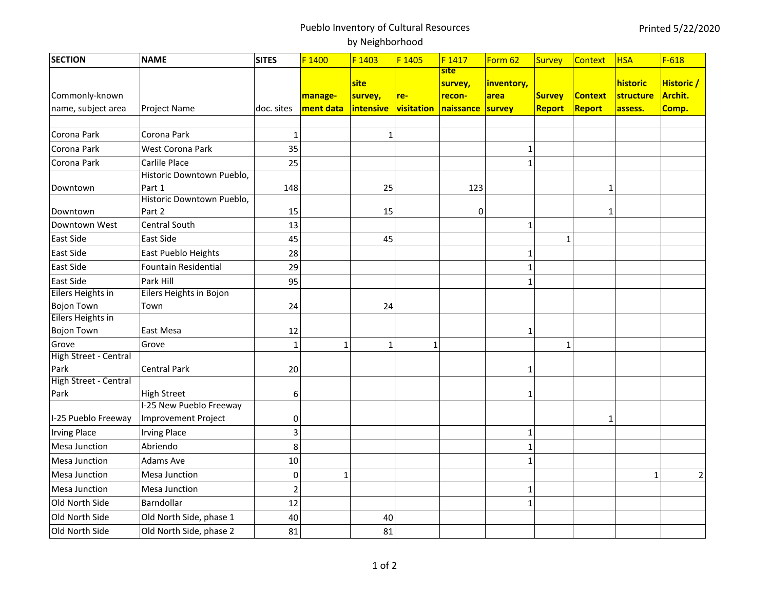# Pueblo Inventory of Cultural Resources

## by Neighborhood

Printed 5/22/2020

| SECTION | NAME | SITES | F 1400 | F 1403 | F 1405 | F 1417 | Form 62 | Survey | Context | HSA | F-618 |
|---|---|---|---|---|---|---|---|---|---|---|---|
| Commonly-known name, subject area | Project Name | doc. sites | manage-ment data | site survey, intensive | re-visitation | site survey, recon-naissance | inventory, area survey | Survey Report | Context Report | historic structure assess. | Historic / Archit. Comp. |
| | | | | | | | | | | | |
| Corona Park | Corona Park | 1 | | 1 | | | | | | | |
| Corona Park | West Corona Park | 35 | | | | | 1 | | | | |
| Corona Park | Carlile Place | 25 | | | | | 1 | | | | |
| Downtown | Historic Downtown Pueblo, Part 1 | 148 | | 25 | | 123 | | | 1 | | |
| Downtown | Historic Downtown Pueblo, Part 2 | 15 | | 15 | | 0 | | | 1 | | |
| Downtown West | Central South | 13 | | | | | 1 | | | | |
| East Side | East Side | 45 | | 45 | | | | 1 | | | |
| East Side | East Pueblo Heights | 28 | | | | | 1 | | | | |
| East Side | Fountain Residential | 29 | | | | | 1 | | | | |
| East Side | Park Hill | 95 | | | | | 1 | | | | |
| Eilers Heights in Bojon Town | Eilers Heights in Bojon Town | 24 | | 24 | | | | | | | |
| Eilers Heights in Bojon Town | East Mesa | 12 | | | | | 1 | | | | |
| Grove | Grove | 1 | 1 | 1 | 1 | | | 1 | | | |
| High Street - Central Park | Central Park | 20 | | | | | 1 | | | | |
| High Street - Central Park | High Street | 6 | | | | | 1 | | | | |
| I-25 Pueblo Freeway | I-25 New Pueblo Freeway Improvement Project | 0 | | | | | | | 1 | | |
| Irving Place | Irving Place | 3 | | | | | 1 | | | | |
| Mesa Junction | Abriendo | 8 | | | | | 1 | | | | |
| Mesa Junction | Adams Ave | 10 | | | | | 1 | | | | |
| Mesa Junction | Mesa Junction | 0 | 1 | | | | | | | 1 | 2 |
| Mesa Junction | Mesa Junction | 2 | | | | | 1 | | | | |
| Old North Side | Barndollar | 12 | | | | | 1 | | | | |
| Old North Side | Old North Side, phase 1 | 40 | | 40 | | | | | | | |
| Old North Side | Old North Side, phase 2 | 81 | | 81 | | | | | | | |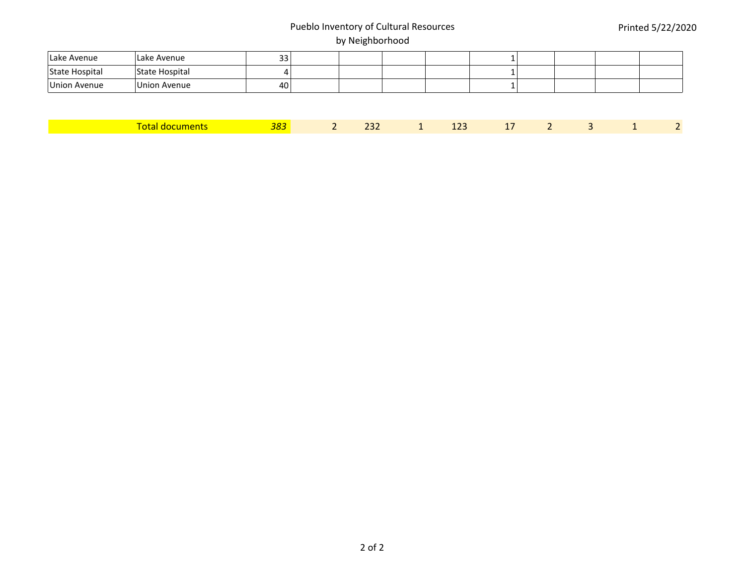| | | | | | | | | | | | |
|---|---|---|---|---|---|---|---|---|---|---|---|
| Lake Avenue | Lake Avenue | 33 | | | | | 1 | | | | |
| State Hospital | State Hospital | 4 | | | | | 1 | | | | |
| Union Avenue | Union Avenue | 40 | | | | | 1 | | | | |
| | Total documents | *383* | 2 | 232 | 1 | 123 | 17 | 2 | 3 | 1 | 2 |